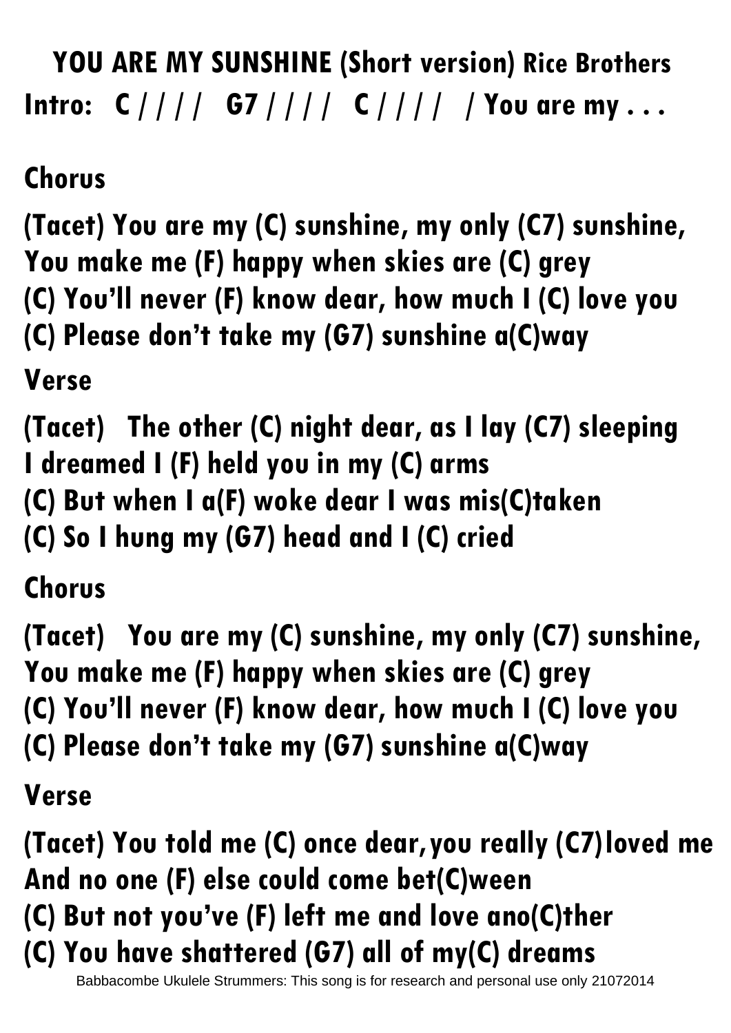# YOU ARE MY SUNSHINE (Short version) Rice Brothers

**Intro: C / / / / G7 / / / / C / / / / / You are my . . .**

## Chorus

**(Tacet) You are my (C) sunshine, my only (C7) sunshine,**
**You make me (F) happy when skies are (C) grey**
**(C) You'll never (F) know dear, how much I (C) love you**
**(C) Please don't take my (G7) sunshine a(C)way**

## Verse

**(Tacet) The other (C) night dear, as I lay (C7) sleeping**
**I dreamed I (F) held you in my (C) arms**
**(C) But when I a(F) woke dear I was mis(C)taken**
**(C) So I hung my (G7) head and I (C) cried**

## Chorus

**(Tacet) You are my (C) sunshine, my only (C7) sunshine,**
**You make me (F) happy when skies are (C) grey**
**(C) You'll never (F) know dear, how much I (C) love you**
**(C) Please don't take my (G7) sunshine a(C)way**

## Verse

**(Tacet) You told me (C) once dear, you really (C7) loved me**
**And no one (F) else could come bet(C)ween**
**(C) But not you've (F) left me and love ano(C)ther**
**(C) You have shattered (G7) all of my(C) dreams**

Babbacombe Ukulele Strummers: This song is for research and personal use only 21072014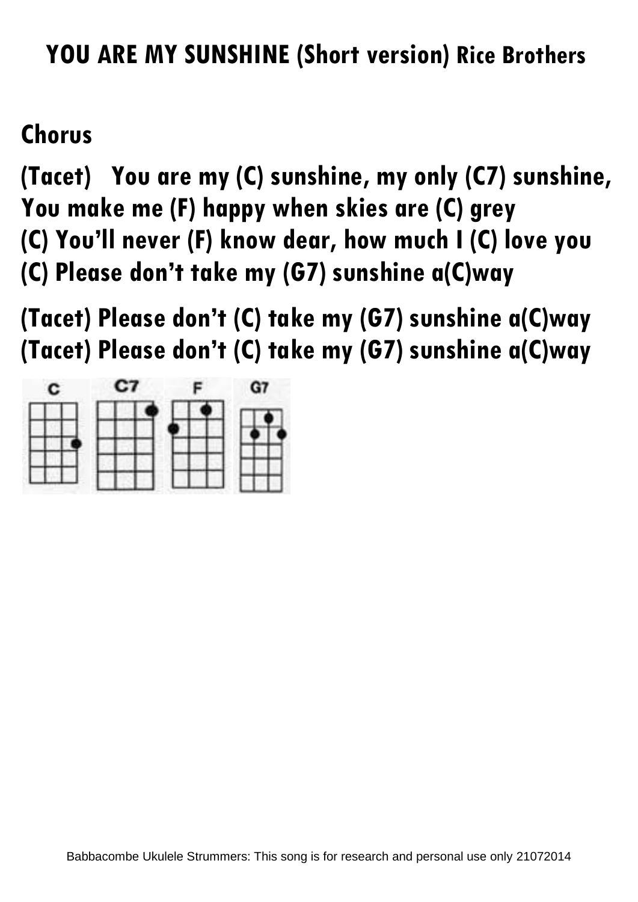# YOU ARE MY SUNSHINE (Short version) Rice Brothers

## Chorus

**(Tacet) You are my (C) sunshine, my only (C7) sunshine,**
**You make me (F) happy when skies are (C) grey**
**(C) You'll never (F) know dear, how much I (C) love you**
**(C) Please don't take my (G7) sunshine a(C)way**

**(Tacet) Please don't (C) take my (G7) sunshine a(C)way**
**(Tacet) Please don't (C) take my (G7) sunshine a(C)way**

C C7 F G7

Babbacombe Ukulele Strummers: This song is for research and personal use only 21072014